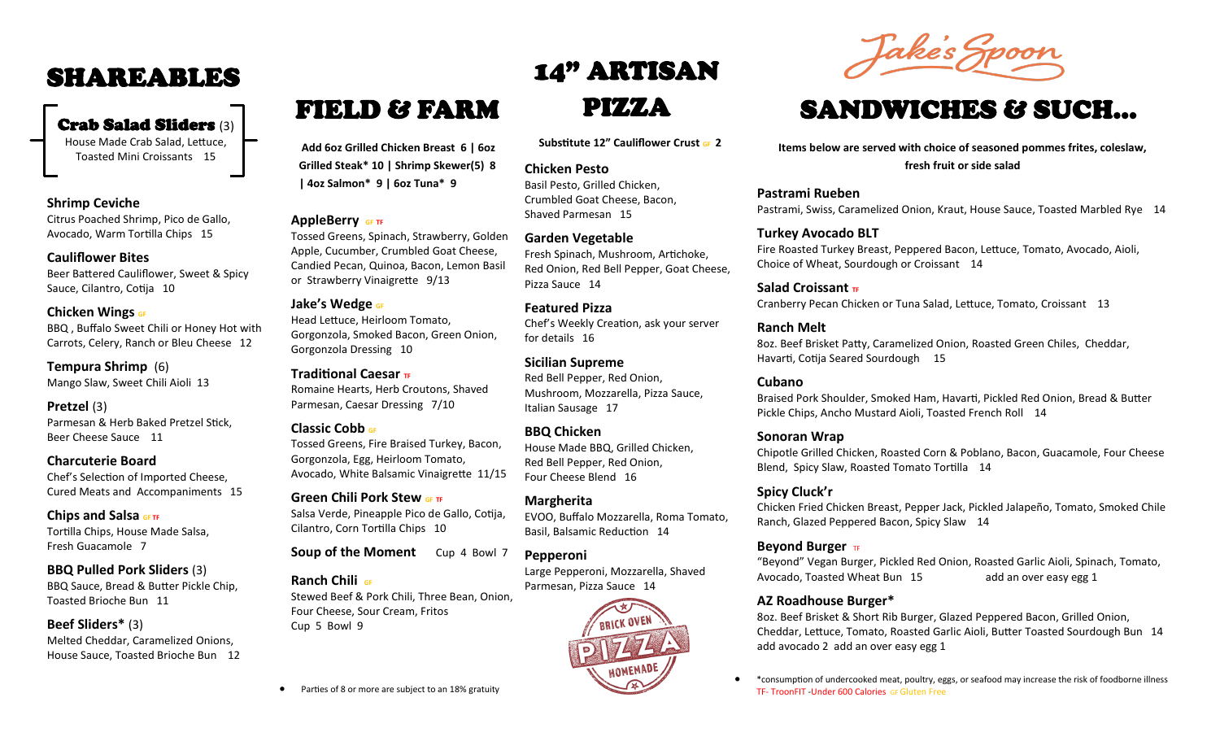# SHAREABLES

**Crab Salad Sliders** (3)
House Made Crab Salad, Lettuce, Toasted Mini Croissants 15

**Shrimp Ceviche**
Citrus Poached Shrimp, Pico de Gallo, Avocado, Warm Tortilla Chips 15

**Cauliflower Bites**
Beer Battered Cauliflower, Sweet & Spicy Sauce, Cilantro, Cotija 10

**Chicken Wings** GF
BBQ , Buffalo Sweet Chili or Honey Hot with Carrots, Celery, Ranch or Bleu Cheese 12

**Tempura Shrimp** (6)
Mango Slaw, Sweet Chili Aioli 13

**Pretzel** (3)
Parmesan & Herb Baked Pretzel Stick, Beer Cheese Sauce 11

**Charcuterie Board**
Chef's Selection of Imported Cheese, Cured Meats and Accompaniments 15

**Chips and Salsa** GF TF
Tortilla Chips, House Made Salsa, Fresh Guacamole 7

**BBQ Pulled Pork Sliders** (3)
BBQ Sauce, Bread & Butter Pickle Chip, Toasted Brioche Bun 11

**Beef Sliders*** (3)
Melted Cheddar, Caramelized Onions, House Sauce, Toasted Brioche Bun 12

# FIELD & FARM

**Add 6oz Grilled Chicken Breast 6 | 6oz Grilled Steak* 10 | Shrimp Skewer(5) 8 | 4oz Salmon* 9 | 6oz Tuna* 9**

**AppleBerry** GF TF
Tossed Greens, Spinach, Strawberry, Golden Apple, Cucumber, Crumbled Goat Cheese, Candied Pecan, Quinoa, Bacon, Lemon Basil or Strawberry Vinaigrette 9/13

**Jake's Wedge** GF
Head Lettuce, Heirloom Tomato, Gorgonzola, Smoked Bacon, Green Onion, Gorgonzola Dressing 10

**Traditional Caesar** TF
Romaine Hearts, Herb Croutons, Shaved Parmesan, Caesar Dressing 7/10

**Classic Cobb** GF
Tossed Greens, Fire Braised Turkey, Bacon, Gorgonzola, Egg, Heirloom Tomato, Avocado, White Balsamic Vinaigrette 11/15

**Green Chili Pork Stew** GF TF
Salsa Verde, Pineapple Pico de Gallo, Cotija, Cilantro, Corn Tortilla Chips 10

**Soup of the Moment** Cup 4 Bowl 7

**Ranch Chili** GF
Stewed Beef & Pork Chili, Three Bean, Onion, Four Cheese, Sour Cream, Fritos
Cup 5 Bowl 9

- Parties of 8 or more are subject to an 18% gratuity

# 14" ARTISAN PIZZA

**Substitute 12" Cauliflower Crust** GF **2**

**Chicken Pesto**
Basil Pesto, Grilled Chicken, Crumbled Goat Cheese, Bacon, Shaved Parmesan 15

**Garden Vegetable**
Fresh Spinach, Mushroom, Artichoke, Red Onion, Red Bell Pepper, Goat Cheese, Pizza Sauce 14

**Featured Pizza**
Chef's Weekly Creation, ask your server for details 16

**Sicilian Supreme**
Red Bell Pepper, Red Onion, Mushroom, Mozzarella, Pizza Sauce, Italian Sausage 17

**BBQ Chicken**
House Made BBQ, Grilled Chicken, Red Bell Pepper, Red Onion, Four Cheese Blend 16

**Margherita**
EVOO, Buffalo Mozzarella, Roma Tomato, Basil, Balsamic Reduction 14

**Pepperoni**
Large Pepperoni, Mozzarella, Shaved Parmesan, Pizza Sauce 14

BRICK OVEN PIZZA HOMEMADE

Jake's Spoon

# SANDWICHES & SUCH...

**Items below are served with choice of seasoned pommes frites, coleslaw, fresh fruit or side salad**

**Pastrami Rueben**
Pastrami, Swiss, Caramelized Onion, Kraut, House Sauce, Toasted Marbled Rye 14

**Turkey Avocado BLT**
Fire Roasted Turkey Breast, Peppered Bacon, Lettuce, Tomato, Avocado, Aioli, Choice of Wheat, Sourdough or Croissant 14

**Salad Croissant** TF
Cranberry Pecan Chicken or Tuna Salad, Lettuce, Tomato, Croissant 13

**Ranch Melt**
8oz. Beef Brisket Patty, Caramelized Onion, Roasted Green Chiles, Cheddar, Havarti, Cotija Seared Sourdough 15

**Cubano**
Braised Pork Shoulder, Smoked Ham, Havarti, Pickled Red Onion, Bread & Butter Pickle Chips, Ancho Mustard Aioli, Toasted French Roll 14

**Sonoran Wrap**
Chipotle Grilled Chicken, Roasted Corn & Poblano, Bacon, Guacamole, Four Cheese Blend, Spicy Slaw, Roasted Tomato Tortilla 14

**Spicy Cluck'r**
Chicken Fried Chicken Breast, Pepper Jack, Pickled Jalapeño, Tomato, Smoked Chile Ranch, Glazed Peppered Bacon, Spicy Slaw 14

**Beyond Burger** TF
"Beyond" Vegan Burger, Pickled Red Onion, Roasted Garlic Aioli, Spinach, Tomato, Avocado, Toasted Wheat Bun 15 add an over easy egg 1

**AZ Roadhouse Burger***
8oz. Beef Brisket & Short Rib Burger, Glazed Peppered Bacon, Grilled Onion, Cheddar, Lettuce, Tomato, Roasted Garlic Aioli, Butter Toasted Sourdough Bun 14
add avocado 2 add an over easy egg 1

- *consumption of undercooked meat, poultry, eggs, or seafood may increase the risk of foodborne illness
TF- TroonFIT -Under 600 Calories GF Gluten Free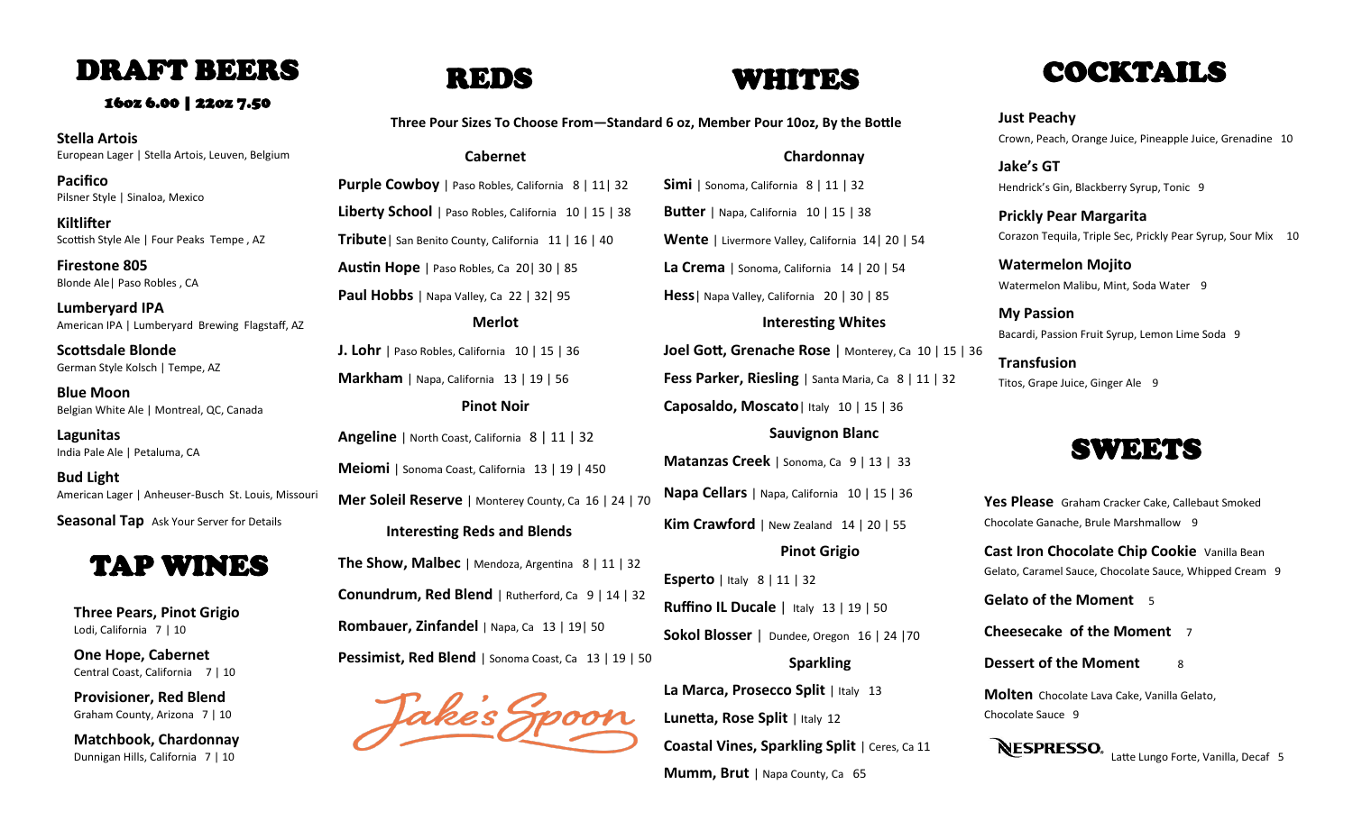# DRAFT BEERS

### 16oz 6.00 | 22oz 7.50

**Stella Artois**
European Lager | Stella Artois, Leuven, Belgium

**Pacifico**
Pilsner Style | Sinaloa, Mexico

**Kiltlifter**
Scottish Style Ale | Four Peaks Tempe , AZ

**Firestone 805**
Blonde Ale| Paso Robles , CA

**Lumberyard IPA**
American IPA | Lumberyard Brewing Flagstaff, AZ

**Scottsdale Blonde**
German Style Kolsch | Tempe, AZ

**Blue Moon**
Belgian White Ale | Montreal, QC, Canada

**Lagunitas**
India Pale Ale | Petaluma, CA

**Bud Light**
American Lager | Anheuser-Busch St. Louis, Missouri

**Seasonal Tap** Ask Your Server for Details

# TAP WINES

**Three Pears, Pinot Grigio**
Lodi, California 7 | 10

**One Hope, Cabernet**
Central Coast, California 7 | 10

**Provisioner, Red Blend**
Graham County, Arizona 7 | 10

**Matchbook, Chardonnay**
Dunnigan Hills, California 7 | 10

# REDS

**Three Pour Sizes To Choose From—Standard 6 oz, Member Pour 10oz, By the Bottle**

### Cabernet

**Purple Cowboy** | Paso Robles, California 8 | 11| 32

**Liberty School** | Paso Robles, California 10 | 15 | 38

**Tribute**| San Benito County, California 11 | 16 | 40

**Austin Hope** | Paso Robles, Ca 20| 30 | 85

**Paul Hobbs** | Napa Valley, Ca 22 | 32| 95

### Merlot

**J. Lohr** | Paso Robles, California 10 | 15 | 36

**Markham** | Napa, California 13 | 19 | 56

### Pinot Noir

**Angeline** | North Coast, California 8 | 11 | 32

**Meiomi** | Sonoma Coast, California 13 | 19 | 450

**Mer Soleil Reserve** | Monterey County, Ca 16 | 24 | 70

### Interesting Reds and Blends

**The Show, Malbec** | Mendoza, Argentina 8 | 11 | 32

**Conundrum, Red Blend** | Rutherford, Ca 9 | 14 | 32

**Rombauer, Zinfandel** | Napa, Ca 13 | 19| 50

**Pessimist, Red Blend** | Sonoma Coast, Ca 13 | 19 | 50

Jake's Spoon

# WHITES

### Chardonnay

**Simi** | Sonoma, California 8 | 11 | 32

**Butter** | Napa, California 10 | 15 | 38

**Wente** | Livermore Valley, California 14| 20 | 54

**La Crema** | Sonoma, California 14 | 20 | 54

**Hess**| Napa Valley, California 20 | 30 | 85

### Interesting Whites

**Joel Gott, Grenache Rose** | Monterey, Ca 10 | 15 | 36

**Fess Parker, Riesling** | Santa Maria, Ca 8 | 11 | 32

**Caposaldo, Moscato**| Italy 10 | 15 | 36

### Sauvignon Blanc

**Matanzas Creek** | Sonoma, Ca 9 | 13 | 33

**Napa Cellars** | Napa, California 10 | 15 | 36

**Kim Crawford** | New Zealand 14 | 20 | 55

### Pinot Grigio

**Esperto** | Italy 8 | 11 | 32

**Ruffino IL Ducale** | Italy 13 | 19 | 50

**Sokol Blosser** | Dundee, Oregon 16 | 24 |70

### Sparkling

**La Marca, Prosecco Split** | Italy 13

**Lunetta, Rose Split** | Italy 12

**Coastal Vines, Sparkling Split** | Ceres, Ca 11

**Mumm, Brut** | Napa County, Ca 65

# COCKTAILS

**Just Peachy**
Crown, Peach, Orange Juice, Pineapple Juice, Grenadine 10

**Jake's GT**
Hendrick's Gin, Blackberry Syrup, Tonic 9

**Prickly Pear Margarita**
Corazon Tequila, Triple Sec, Prickly Pear Syrup, Sour Mix 10

**Watermelon Mojito**
Watermelon Malibu, Mint, Soda Water 9

**My Passion**
Bacardi, Passion Fruit Syrup, Lemon Lime Soda 9

**Transfusion**
Titos, Grape Juice, Ginger Ale 9

# SWEETS

**Yes Please** Graham Cracker Cake, Callebaut Smoked Chocolate Ganache, Brule Marshmallow 9

**Cast Iron Chocolate Chip Cookie** Vanilla Bean Gelato, Caramel Sauce, Chocolate Sauce, Whipped Cream 9

**Gelato of the Moment** 5

**Cheesecake of the Moment** 7

**Dessert of the Moment** 8

**Molten** Chocolate Lava Cake, Vanilla Gelato, Chocolate Sauce 9

**NESPRESSO** Latte Lungo Forte, Vanilla, Decaf 5